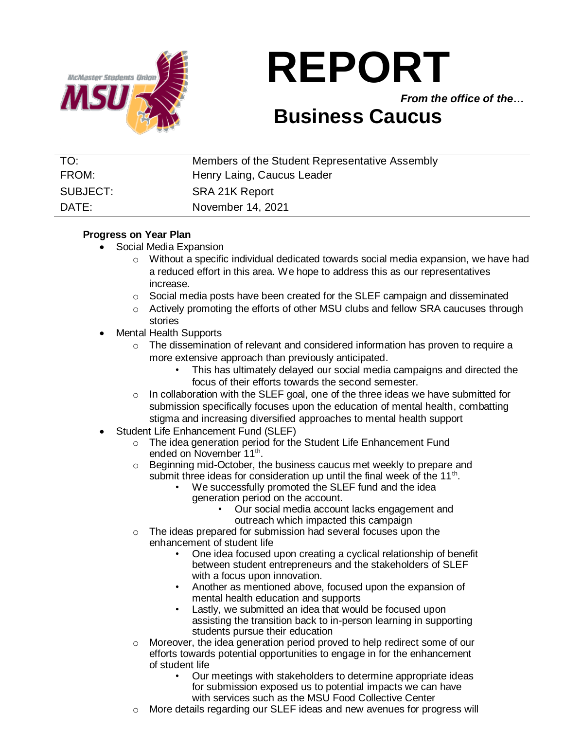# REPORT

*From the office of the…*

## Business Caucus

| | |
|---|---|
| TO: | Members of the Student Representative Assembly |
| FROM: | Henry Laing, Caucus Leader |
| SUBJECT: | SRA 21K Report |
| DATE: | November 14, 2021 |

**Progress on Year Plan**

- Social Media Expansion
  - Without a specific individual dedicated towards social media expansion, we have had a reduced effort in this area. We hope to address this as our representatives increase.
  - Social media posts have been created for the SLEF campaign and disseminated
  - Actively promoting the efforts of other MSU clubs and fellow SRA caucuses through stories
- Mental Health Supports
  - The dissemination of relevant and considered information has proven to require a more extensive approach than previously anticipated.
    - This has ultimately delayed our social media campaigns and directed the focus of their efforts towards the second semester.
  - In collaboration with the SLEF goal, one of the three ideas we have submitted for submission specifically focuses upon the education of mental health, combatting stigma and increasing diversified approaches to mental health support
- Student Life Enhancement Fund (SLEF)
  - The idea generation period for the Student Life Enhancement Fund ended on November 11th.
  - Beginning mid-October, the business caucus met weekly to prepare and submit three ideas for consideration up until the final week of the 11th.
    - We successfully promoted the SLEF fund and the idea generation period on the account.
      - Our social media account lacks engagement and outreach which impacted this campaign
  - The ideas prepared for submission had several focuses upon the enhancement of student life
    - One idea focused upon creating a cyclical relationship of benefit between student entrepreneurs and the stakeholders of SLEF with a focus upon innovation.
    - Another as mentioned above, focused upon the expansion of mental health education and supports
    - Lastly, we submitted an idea that would be focused upon assisting the transition back to in-person learning in supporting students pursue their education
  - Moreover, the idea generation period proved to help redirect some of our efforts towards potential opportunities to engage in for the enhancement of student life
    - Our meetings with stakeholders to determine appropriate ideas for submission exposed us to potential impacts we can have with services such as the MSU Food Collective Center
  - More details regarding our SLEF ideas and new avenues for progress will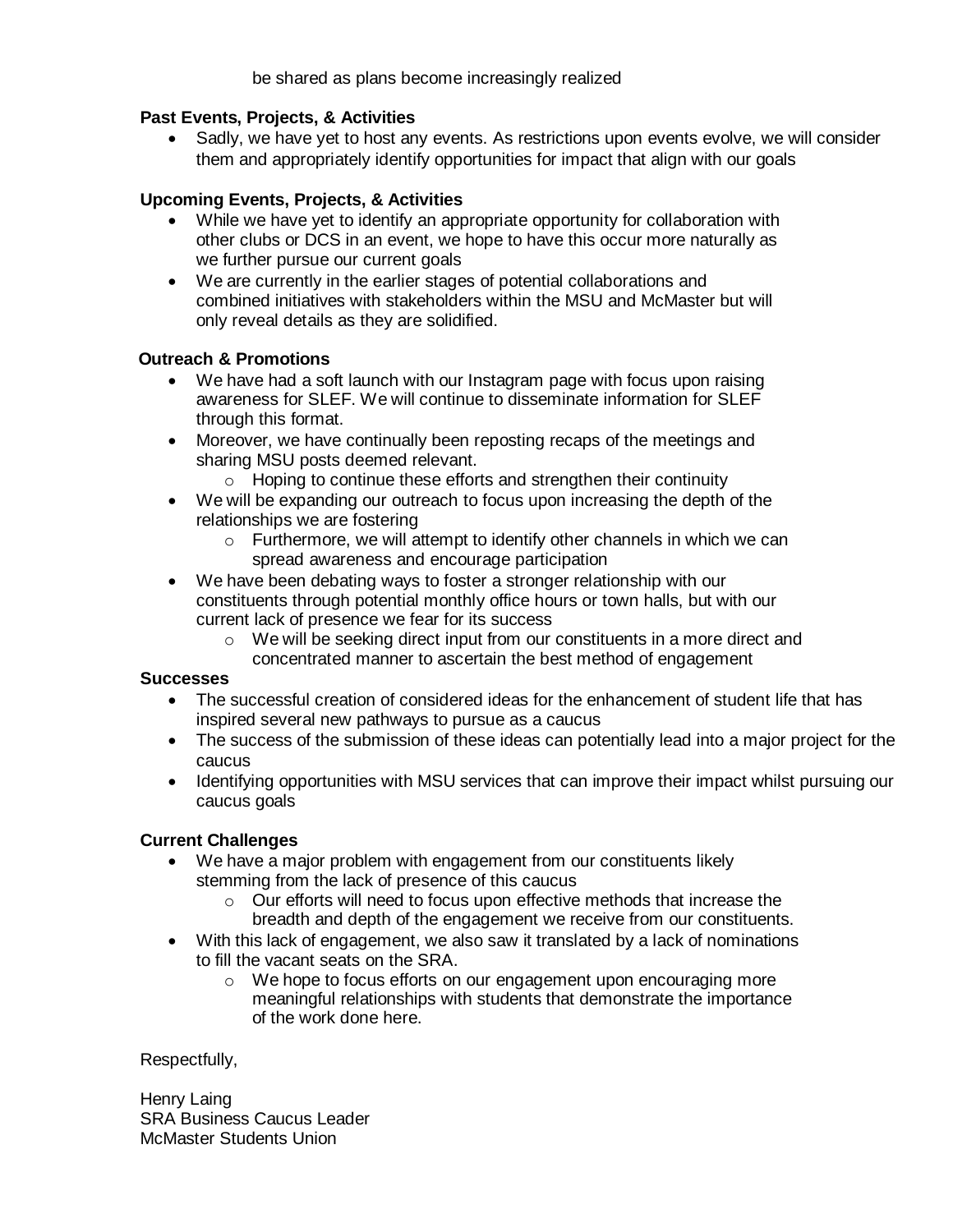be shared as plans become increasingly realized

**Past Events, Projects, & Activities**

- Sadly, we have yet to host any events. As restrictions upon events evolve, we will consider them and appropriately identify opportunities for impact that align with our goals

**Upcoming Events, Projects, & Activities**

- While we have yet to identify an appropriate opportunity for collaboration with other clubs or DCS in an event, we hope to have this occur more naturally as we further pursue our current goals
- We are currently in the earlier stages of potential collaborations and combined initiatives with stakeholders within the MSU and McMaster but will only reveal details as they are solidified.

**Outreach & Promotions**

- We have had a soft launch with our Instagram page with focus upon raising awareness for SLEF. We will continue to disseminate information for SLEF through this format.
- Moreover, we have continually been reposting recaps of the meetings and sharing MSU posts deemed relevant.
  - Hoping to continue these efforts and strengthen their continuity
- We will be expanding our outreach to focus upon increasing the depth of the relationships we are fostering
  - Furthermore, we will attempt to identify other channels in which we can spread awareness and encourage participation
- We have been debating ways to foster a stronger relationship with our constituents through potential monthly office hours or town halls, but with our current lack of presence we fear for its success
  - We will be seeking direct input from our constituents in a more direct and concentrated manner to ascertain the best method of engagement

**Successes**

- The successful creation of considered ideas for the enhancement of student life that has inspired several new pathways to pursue as a caucus
- The success of the submission of these ideas can potentially lead into a major project for the caucus
- Identifying opportunities with MSU services that can improve their impact whilst pursuing our caucus goals

**Current Challenges**

- We have a major problem with engagement from our constituents likely stemming from the lack of presence of this caucus
  - Our efforts will need to focus upon effective methods that increase the breadth and depth of the engagement we receive from our constituents.
- With this lack of engagement, we also saw it translated by a lack of nominations to fill the vacant seats on the SRA.
  - We hope to focus efforts on our engagement upon encouraging more meaningful relationships with students that demonstrate the importance of the work done here.

Respectfully,

Henry Laing
SRA Business Caucus Leader
McMaster Students Union